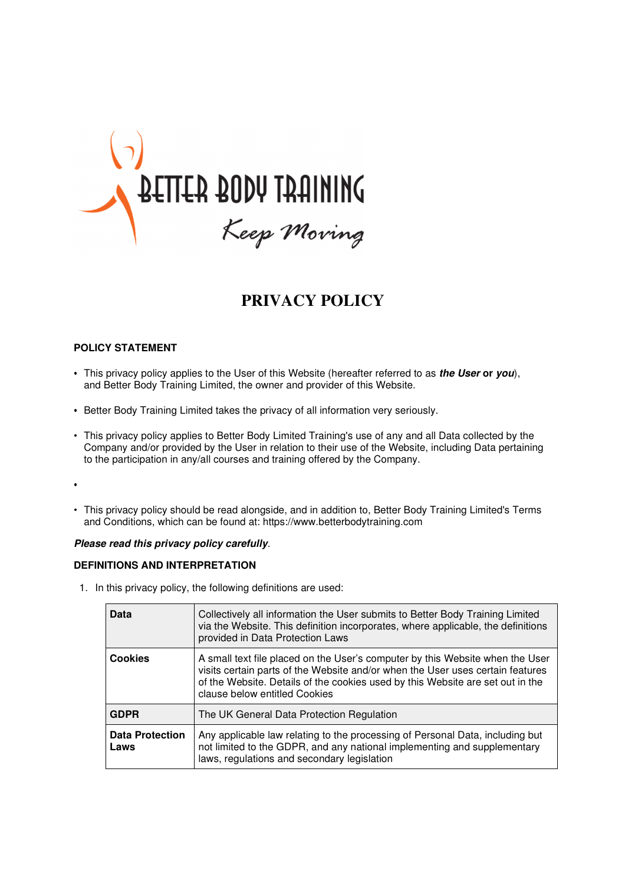BETTER BODY TRAINING

*Keep Moving*

# PRIVACY POLICY

## POLICY STATEMENT

- This privacy policy applies to the User of this Website (hereafter referred to as ***the User* or *you***), and Better Body Training Limited, the owner and provider of this Website.
- Better Body Training Limited takes the privacy of all information very seriously.
- This privacy policy applies to Better Body Limited Training's use of any and all Data collected by the Company and/or provided by the User in relation to their use of the Website, including Data pertaining to the participation in any/all courses and training offered by the Company.
- 
- This privacy policy should be read alongside, and in addition to, Better Body Training Limited's Terms and Conditions, which can be found at: https://www.betterbodytraining.com

***Please read this privacy policy carefully***.

## DEFINITIONS AND INTERPRETATION

1. In this privacy policy, the following definitions are used:

| | |
|---|---|
| **Data** | Collectively all information the User submits to Better Body Training Limited via the Website. This definition incorporates, where applicable, the definitions provided in Data Protection Laws |
| **Cookies** | A small text file placed on the User's computer by this Website when the User visits certain parts of the Website and/or when the User uses certain features of the Website. Details of the cookies used by this Website are set out in the clause below entitled Cookies |
| **GDPR** | The UK General Data Protection Regulation |
| **Data Protection Laws** | Any applicable law relating to the processing of Personal Data, including but not limited to the GDPR, and any national implementing and supplementary laws, regulations and secondary legislation |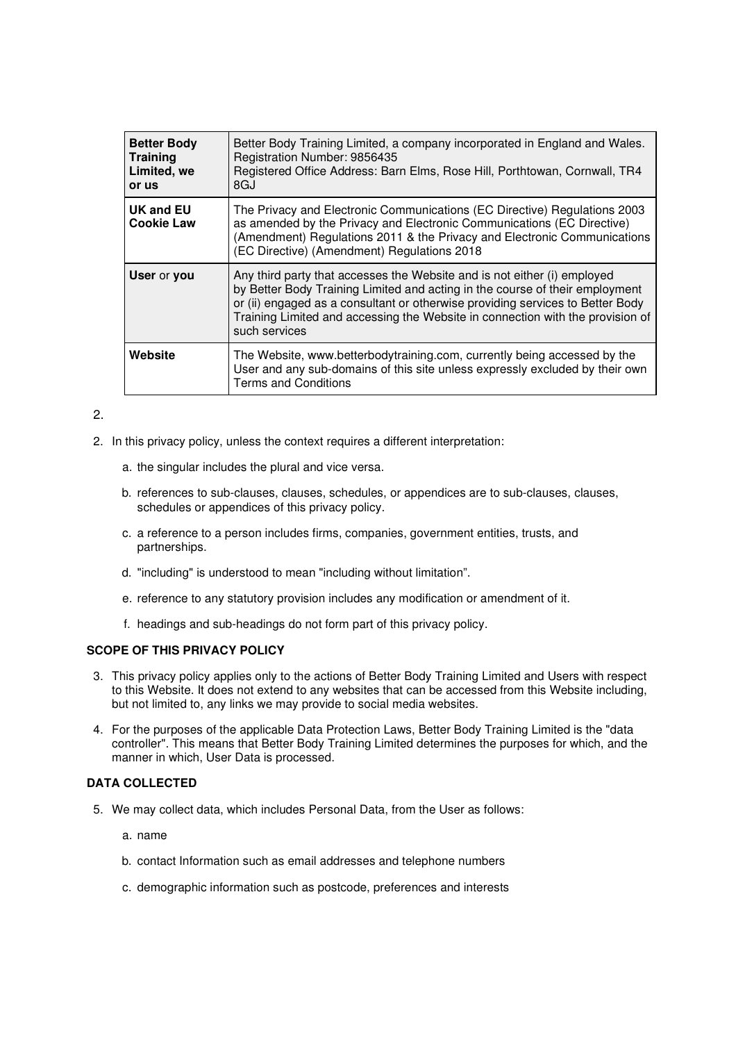| | |
|---|---|
| **Better Body Training Limited, we or us** | Better Body Training Limited, a company incorporated in England and Wales. Registration Number: 9856435 Registered Office Address: Barn Elms, Rose Hill, Porthtowan, Cornwall, TR4 8GJ |
| **UK and EU Cookie Law** | The Privacy and Electronic Communications (EC Directive) Regulations 2003 as amended by the Privacy and Electronic Communications (EC Directive) (Amendment) Regulations 2011 & the Privacy and Electronic Communications (EC Directive) (Amendment) Regulations 2018 |
| **User** or **you** | Any third party that accesses the Website and is not either (i) employed by Better Body Training Limited and acting in the course of their employment or (ii) engaged as a consultant or otherwise providing services to Better Body Training Limited and accessing the Website in connection with the provision of such services |
| **Website** | The Website, www.betterbodytraining.com, currently being accessed by the User and any sub-domains of this site unless expressly excluded by their own Terms and Conditions |

2.

2. In this privacy policy, unless the context requires a different interpretation:

   a. the singular includes the plural and vice versa.

   b. references to sub-clauses, clauses, schedules, or appendices are to sub-clauses, clauses, schedules or appendices of this privacy policy.

   c. a reference to a person includes firms, companies, government entities, trusts, and partnerships.

   d. "including" is understood to mean "including without limitation".

   e. reference to any statutory provision includes any modification or amendment of it.

   f. headings and sub-headings do not form part of this privacy policy.

**SCOPE OF THIS PRIVACY POLICY**

3. This privacy policy applies only to the actions of Better Body Training Limited and Users with respect to this Website. It does not extend to any websites that can be accessed from this Website including, but not limited to, any links we may provide to social media websites.

4. For the purposes of the applicable Data Protection Laws, Better Body Training Limited is the "data controller". This means that Better Body Training Limited determines the purposes for which, and the manner in which, User Data is processed.

**DATA COLLECTED**

5. We may collect data, which includes Personal Data, from the User as follows:

   a. name

   b. contact Information such as email addresses and telephone numbers

   c. demographic information such as postcode, preferences and interests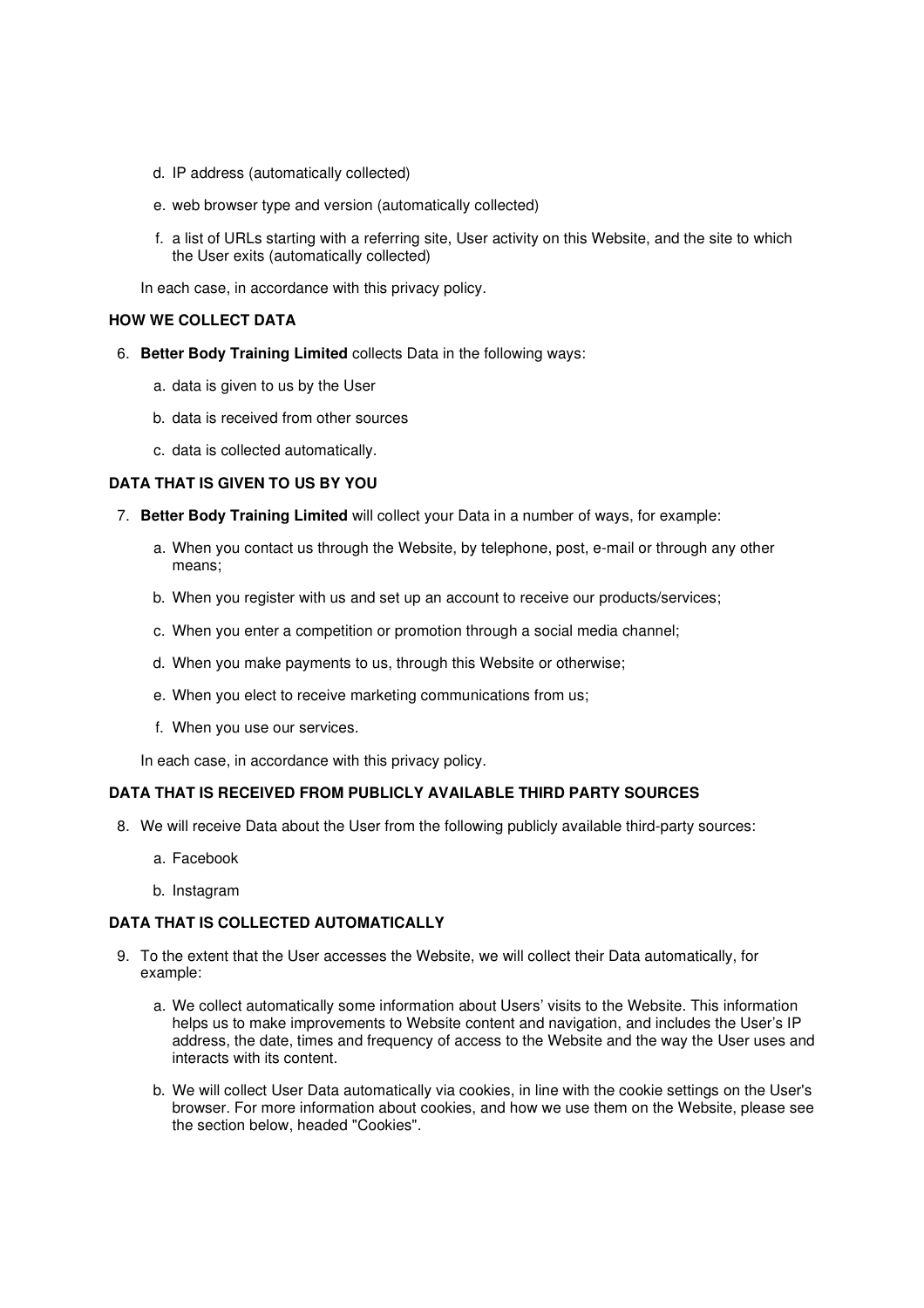d. IP address (automatically collected)

e. web browser type and version (automatically collected)

f. a list of URLs starting with a referring site, User activity on this Website, and the site to which the User exits (automatically collected)

In each case, in accordance with this privacy policy.

**HOW WE COLLECT DATA**

6. **Better Body Training Limited** collects Data in the following ways:

   a. data is given to us by the User

   b. data is received from other sources

   c. data is collected automatically.

**DATA THAT IS GIVEN TO US BY YOU**

7. **Better Body Training Limited** will collect your Data in a number of ways, for example:

   a. When you contact us through the Website, by telephone, post, e-mail or through any other means;

   b. When you register with us and set up an account to receive our products/services;

   c. When you enter a competition or promotion through a social media channel;

   d. When you make payments to us, through this Website or otherwise;

   e. When you elect to receive marketing communications from us;

   f. When you use our services.

   In each case, in accordance with this privacy policy.

**DATA THAT IS RECEIVED FROM PUBLICLY AVAILABLE THIRD PARTY SOURCES**

8. We will receive Data about the User from the following publicly available third-party sources:

   a. Facebook

   b. Instagram

**DATA THAT IS COLLECTED AUTOMATICALLY**

9. To the extent that the User accesses the Website, we will collect their Data automatically, for example:

   a. We collect automatically some information about Users' visits to the Website. This information helps us to make improvements to Website content and navigation, and includes the User's IP address, the date, times and frequency of access to the Website and the way the User uses and interacts with its content.

   b. We will collect User Data automatically via cookies, in line with the cookie settings on the User's browser. For more information about cookies, and how we use them on the Website, please see the section below, headed "Cookies".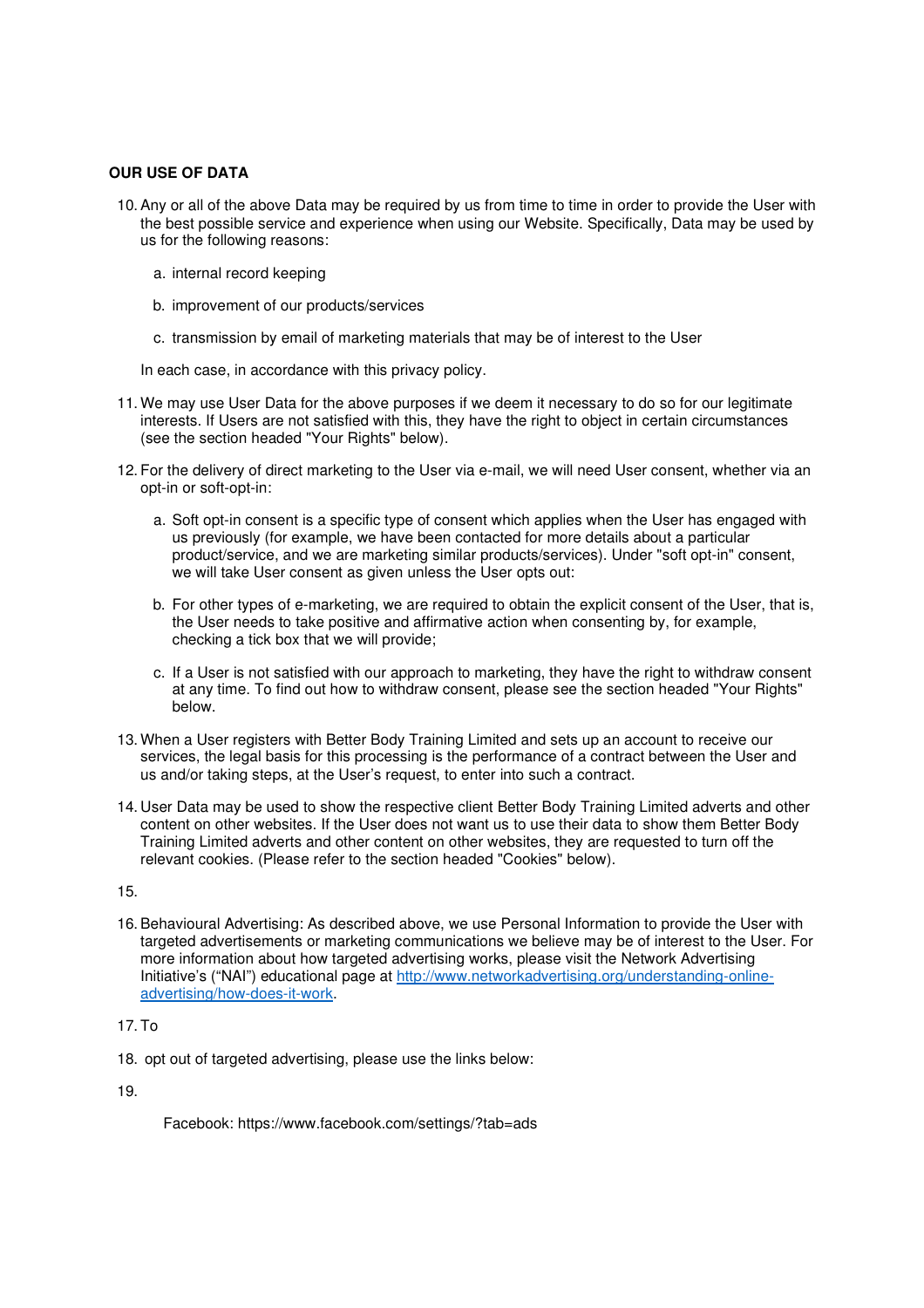**OUR USE OF DATA**

10. Any or all of the above Data may be required by us from time to time in order to provide the User with the best possible service and experience when using our Website. Specifically, Data may be used by us for the following reasons:

    a. internal record keeping

    b. improvement of our products/services

    c. transmission by email of marketing materials that may be of interest to the User

    In each case, in accordance with this privacy policy.

11. We may use User Data for the above purposes if we deem it necessary to do so for our legitimate interests. If Users are not satisfied with this, they have the right to object in certain circumstances (see the section headed "Your Rights" below).

12. For the delivery of direct marketing to the User via e-mail, we will need User consent, whether via an opt-in or soft-opt-in:

    a. Soft opt-in consent is a specific type of consent which applies when the User has engaged with us previously (for example, we have been contacted for more details about a particular product/service, and we are marketing similar products/services). Under "soft opt-in" consent, we will take User consent as given unless the User opts out:

    b. For other types of e-marketing, we are required to obtain the explicit consent of the User, that is, the User needs to take positive and affirmative action when consenting by, for example, checking a tick box that we will provide;

    c. If a User is not satisfied with our approach to marketing, they have the right to withdraw consent at any time. To find out how to withdraw consent, please see the section headed "Your Rights" below.

13. When a User registers with Better Body Training Limited and sets up an account to receive our services, the legal basis for this processing is the performance of a contract between the User and us and/or taking steps, at the User's request, to enter into such a contract.

14. User Data may be used to show the respective client Better Body Training Limited adverts and other content on other websites. If the User does not want us to use their data to show them Better Body Training Limited adverts and other content on other websites, they are requested to turn off the relevant cookies. (Please refer to the section headed "Cookies" below).

15. 

16. Behavioural Advertising: As described above, we use Personal Information to provide the User with targeted advertisements or marketing communications we believe may be of interest to the User. For more information about how targeted advertising works, please visit the Network Advertising Initiative's ("NAI") educational page at [http://www.networkadvertising.org/understanding-online-advertising/how-does-it-work](http://www.networkadvertising.org/understanding-online-advertising/how-does-it-work).

17. To

18. opt out of targeted advertising, please use the links below:

19. 

    Facebook: https://www.facebook.com/settings/?tab=ads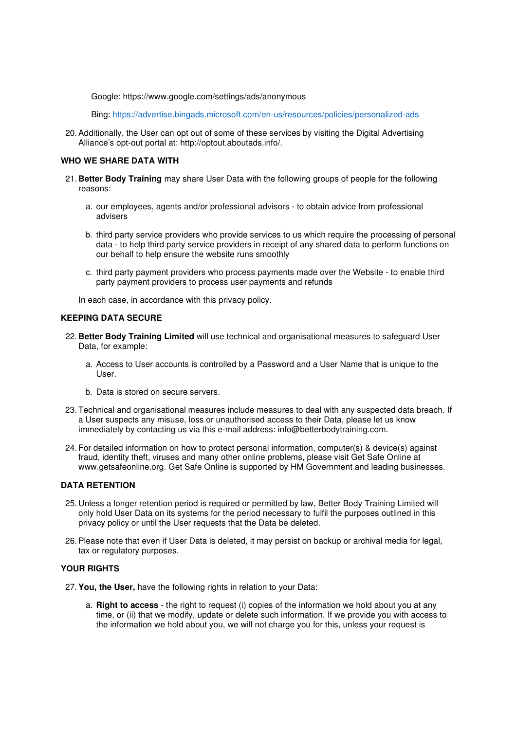Google: https://www.google.com/settings/ads/anonymous

Bing: [https://advertise.bingads.microsoft.com/en-us/resources/policies/personalized-ads](https://advertise.bingads.microsoft.com/en-us/resources/policies/personalized-ads)

20. Additionally, the User can opt out of some of these services by visiting the Digital Advertising Alliance's opt-out portal at: http://optout.aboutads.info/.

**WHO WE SHARE DATA WITH**

21. **Better Body Training** may share User Data with the following groups of people for the following reasons:

    a. our employees, agents and/or professional advisors - to obtain advice from professional advisers

    b. third party service providers who provide services to us which require the processing of personal data - to help third party service providers in receipt of any shared data to perform functions on our behalf to help ensure the website runs smoothly

    c. third party payment providers who process payments made over the Website - to enable third party payment providers to process user payments and refunds

    In each case, in accordance with this privacy policy.

**KEEPING DATA SECURE**

22. **Better Body Training Limited** will use technical and organisational measures to safeguard User Data, for example:

    a. Access to User accounts is controlled by a Password and a User Name that is unique to the User.

    b. Data is stored on secure servers.

23. Technical and organisational measures include measures to deal with any suspected data breach. If a User suspects any misuse, loss or unauthorised access to their Data, please let us know immediately by contacting us via this e-mail address: info@betterbodytraining.com.

24. For detailed information on how to protect personal information, computer(s) & device(s) against fraud, identity theft, viruses and many other online problems, please visit Get Safe Online at www.getsafeonline.org. Get Safe Online is supported by HM Government and leading businesses.

**DATA RETENTION**

25. Unless a longer retention period is required or permitted by law, Better Body Training Limited will only hold User Data on its systems for the period necessary to fulfil the purposes outlined in this privacy policy or until the User requests that the Data be deleted.

26. Please note that even if User Data is deleted, it may persist on backup or archival media for legal, tax or regulatory purposes.

**YOUR RIGHTS**

27. **You, the User,** have the following rights in relation to your Data:

    a. **Right to access** - the right to request (i) copies of the information we hold about you at any time, or (ii) that we modify, update or delete such information. If we provide you with access to the information we hold about you, we will not charge you for this, unless your request is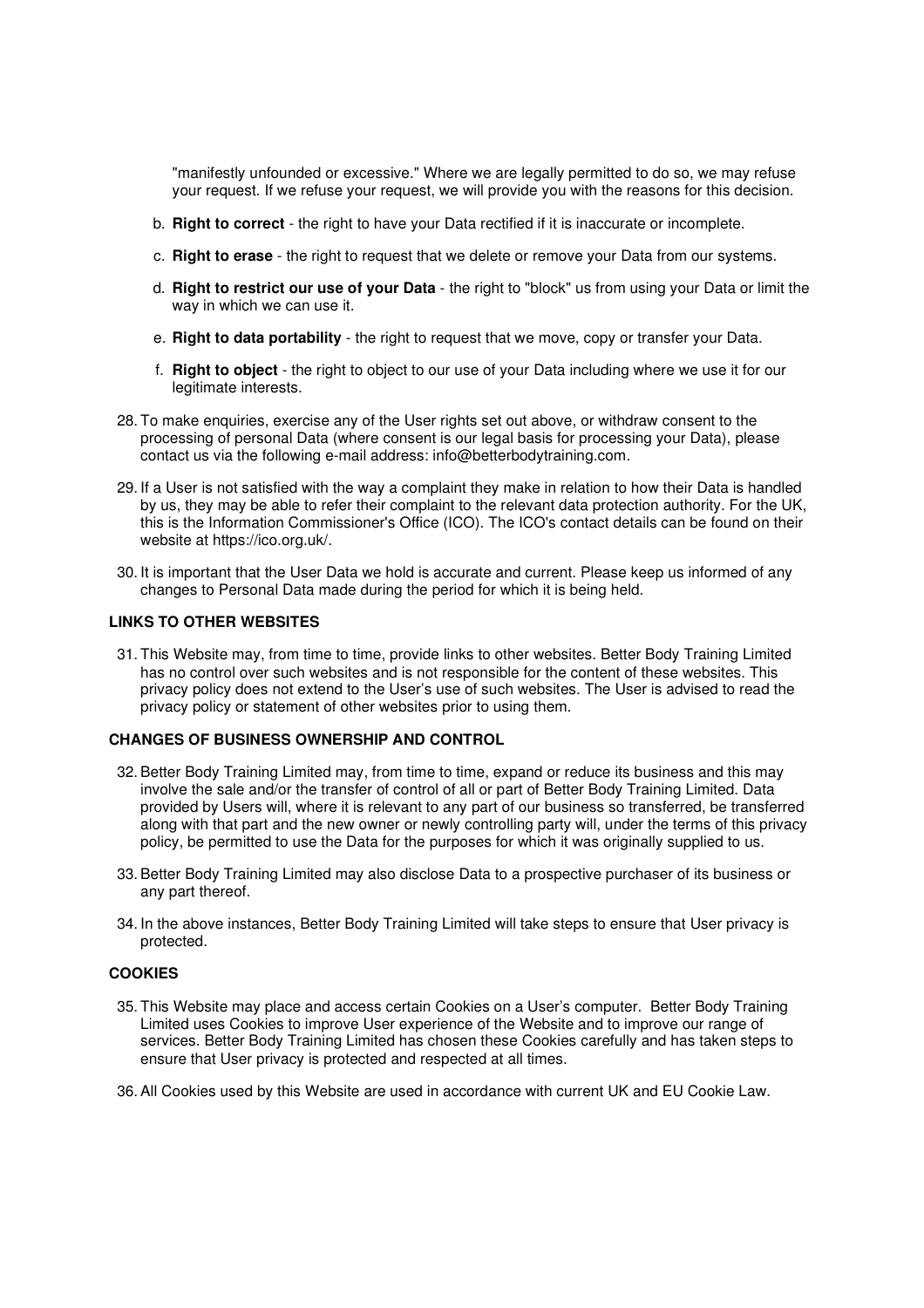"manifestly unfounded or excessive." Where we are legally permitted to do so, we may refuse your request. If we refuse your request, we will provide you with the reasons for this decision.

b. **Right to correct** - the right to have your Data rectified if it is inaccurate or incomplete.

c. **Right to erase** - the right to request that we delete or remove your Data from our systems.

d. **Right to restrict our use of your Data** - the right to "block" us from using your Data or limit the way in which we can use it.

e. **Right to data portability** - the right to request that we move, copy or transfer your Data.

f. **Right to object** - the right to object to our use of your Data including where we use it for our legitimate interests.

28. To make enquiries, exercise any of the User rights set out above, or withdraw consent to the processing of personal Data (where consent is our legal basis for processing your Data), please contact us via the following e-mail address: info@betterbodytraining.com.

29. If a User is not satisfied with the way a complaint they make in relation to how their Data is handled by us, they may be able to refer their complaint to the relevant data protection authority. For the UK, this is the Information Commissioner's Office (ICO). The ICO's contact details can be found on their website at https://ico.org.uk/.

30. It is important that the User Data we hold is accurate and current. Please keep us informed of any changes to Personal Data made during the period for which it is being held.

**LINKS TO OTHER WEBSITES**

31. This Website may, from time to time, provide links to other websites. Better Body Training Limited has no control over such websites and is not responsible for the content of these websites. This privacy policy does not extend to the User's use of such websites. The User is advised to read the privacy policy or statement of other websites prior to using them.

**CHANGES OF BUSINESS OWNERSHIP AND CONTROL**

32. Better Body Training Limited may, from time to time, expand or reduce its business and this may involve the sale and/or the transfer of control of all or part of Better Body Training Limited. Data provided by Users will, where it is relevant to any part of our business so transferred, be transferred along with that part and the new owner or newly controlling party will, under the terms of this privacy policy, be permitted to use the Data for the purposes for which it was originally supplied to us.

33. Better Body Training Limited may also disclose Data to a prospective purchaser of its business or any part thereof.

34. In the above instances, Better Body Training Limited will take steps to ensure that User privacy is protected.

**COOKIES**

35. This Website may place and access certain Cookies on a User's computer. Better Body Training Limited uses Cookies to improve User experience of the Website and to improve our range of services. Better Body Training Limited has chosen these Cookies carefully and has taken steps to ensure that User privacy is protected and respected at all times.

36. All Cookies used by this Website are used in accordance with current UK and EU Cookie Law.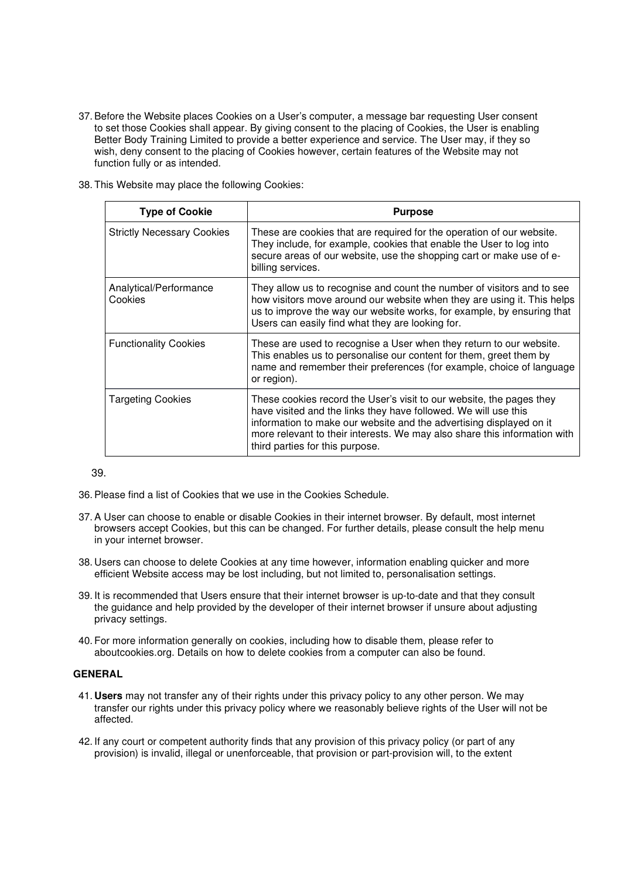37. Before the Website places Cookies on a User's computer, a message bar requesting User consent to set those Cookies shall appear. By giving consent to the placing of Cookies, the User is enabling Better Body Training Limited to provide a better experience and service. The User may, if they so wish, deny consent to the placing of Cookies however, certain features of the Website may not function fully or as intended.

38. This Website may place the following Cookies:

| Type of Cookie | Purpose |
| --- | --- |
| Strictly Necessary Cookies | These are cookies that are required for the operation of our website. They include, for example, cookies that enable the User to log into secure areas of our website, use the shopping cart or make use of e-billing services. |
| Analytical/Performance Cookies | They allow us to recognise and count the number of visitors and to see how visitors move around our website when they are using it. This helps us to improve the way our website works, for example, by ensuring that Users can easily find what they are looking for. |
| Functionality Cookies | These are used to recognise a User when they return to our website. This enables us to personalise our content for them, greet them by name and remember their preferences (for example, choice of language or region). |
| Targeting Cookies | These cookies record the User's visit to our website, the pages they have visited and the links they have followed. We will use this information to make our website and the advertising displayed on it more relevant to their interests. We may also share this information with third parties for this purpose. |

39.

36. Please find a list of Cookies that we use in the Cookies Schedule.

37. A User can choose to enable or disable Cookies in their internet browser. By default, most internet browsers accept Cookies, but this can be changed. For further details, please consult the help menu in your internet browser.

38. Users can choose to delete Cookies at any time however, information enabling quicker and more efficient Website access may be lost including, but not limited to, personalisation settings.

39. It is recommended that Users ensure that their internet browser is up-to-date and that they consult the guidance and help provided by the developer of their internet browser if unsure about adjusting privacy settings.

40. For more information generally on cookies, including how to disable them, please refer to aboutcookies.org. Details on how to delete cookies from a computer can also be found.

**GENERAL**

41. **Users** may not transfer any of their rights under this privacy policy to any other person. We may transfer our rights under this privacy policy where we reasonably believe rights of the User will not be affected.

42. If any court or competent authority finds that any provision of this privacy policy (or part of any provision) is invalid, illegal or unenforceable, that provision or part-provision will, to the extent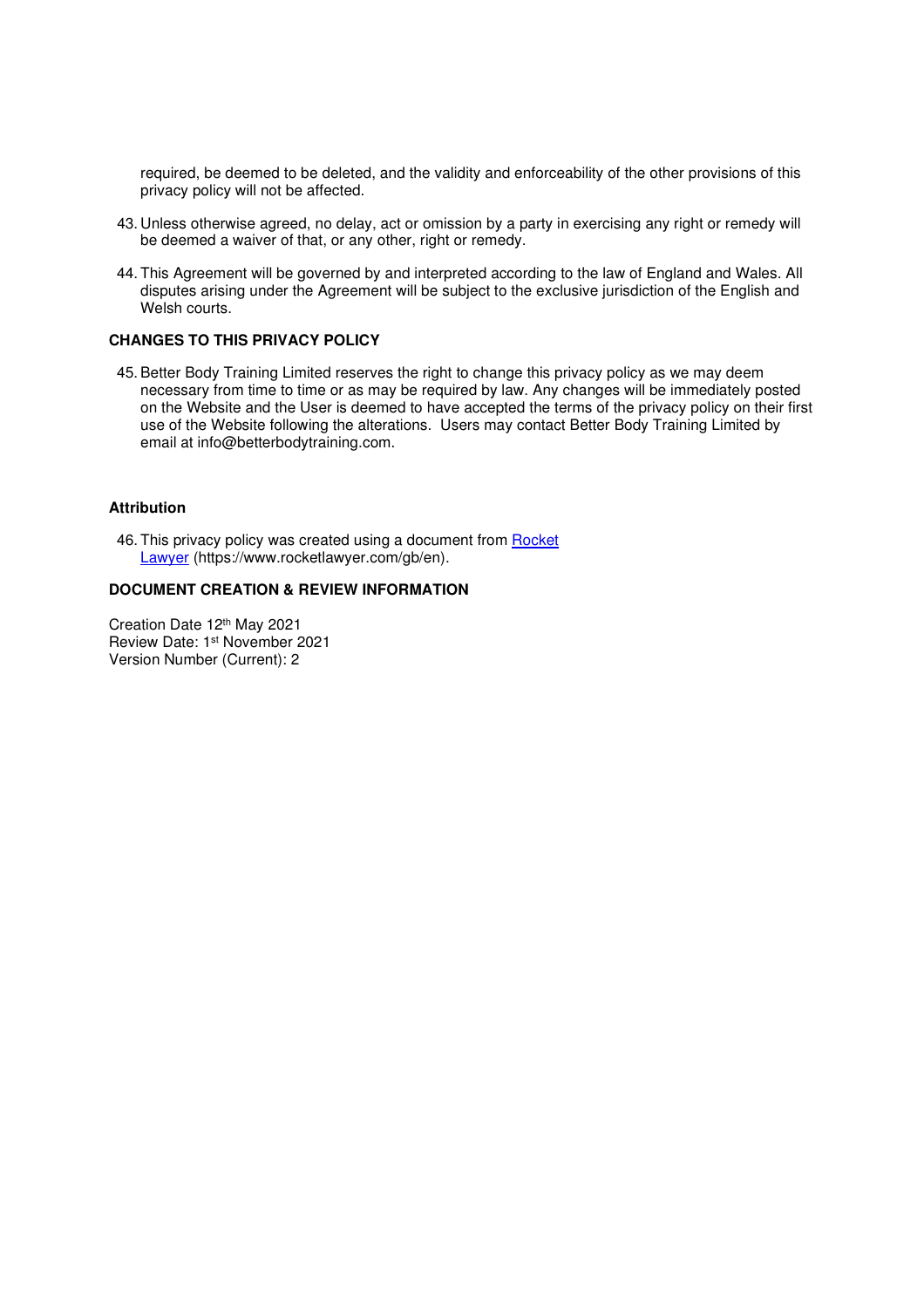required, be deemed to be deleted, and the validity and enforceability of the other provisions of this privacy policy will not be affected.

43. Unless otherwise agreed, no delay, act or omission by a party in exercising any right or remedy will be deemed a waiver of that, or any other, right or remedy.

44. This Agreement will be governed by and interpreted according to the law of England and Wales. All disputes arising under the Agreement will be subject to the exclusive jurisdiction of the English and Welsh courts.

**CHANGES TO THIS PRIVACY POLICY**

45. Better Body Training Limited reserves the right to change this privacy policy as we may deem necessary from time to time or as may be required by law. Any changes will be immediately posted on the Website and the User is deemed to have accepted the terms of the privacy policy on their first use of the Website following the alterations. Users may contact Better Body Training Limited by email at info@betterbodytraining.com.

**Attribution**

46. This privacy policy was created using a document from [Rocket Lawyer](https://www.rocketlawyer.com/gb/en) (https://www.rocketlawyer.com/gb/en).

**DOCUMENT CREATION & REVIEW INFORMATION**

Creation Date 12th May 2021
Review Date: 1st November 2021
Version Number (Current): 2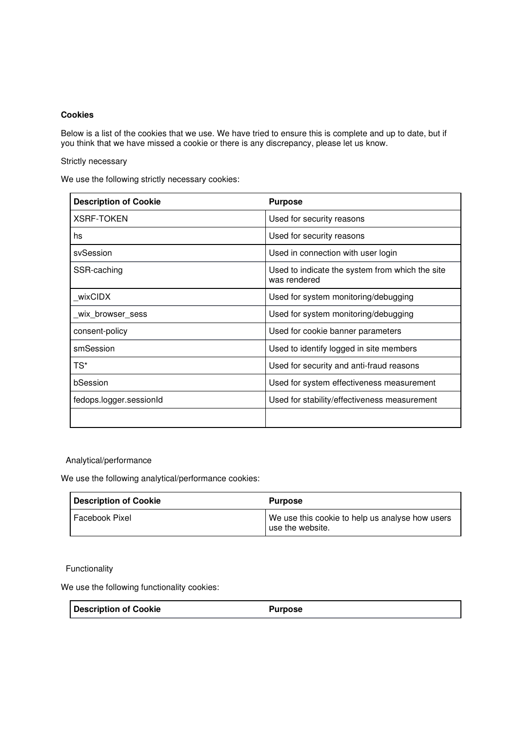**Cookies**

Below is a list of the cookies that we use. We have tried to ensure this is complete and up to date, but if you think that we have missed a cookie or there is any discrepancy, please let us know.

Strictly necessary

We use the following strictly necessary cookies:

| Description of Cookie | Purpose |
|---|---|
| XSRF-TOKEN | Used for security reasons |
| hs | Used for security reasons |
| svSession | Used in connection with user login |
| SSR-caching | Used to indicate the system from which the site was rendered |
| _wixCIDX | Used for system monitoring/debugging |
| _wix_browser_sess | Used for system monitoring/debugging |
| consent-policy | Used for cookie banner parameters |
| smSession | Used to identify logged in site members |
| TS* | Used for security and anti-fraud reasons |
| bSession | Used for system effectiveness measurement |
| fedops.logger.sessionId | Used for stability/effectiveness measurement |
| | |

Analytical/performance

We use the following analytical/performance cookies:

| Description of Cookie | Purpose |
|---|---|
| Facebook Pixel | We use this cookie to help us analyse how users use the website. |

Functionality

We use the following functionality cookies:

| Description of Cookie | Purpose |
|---|---|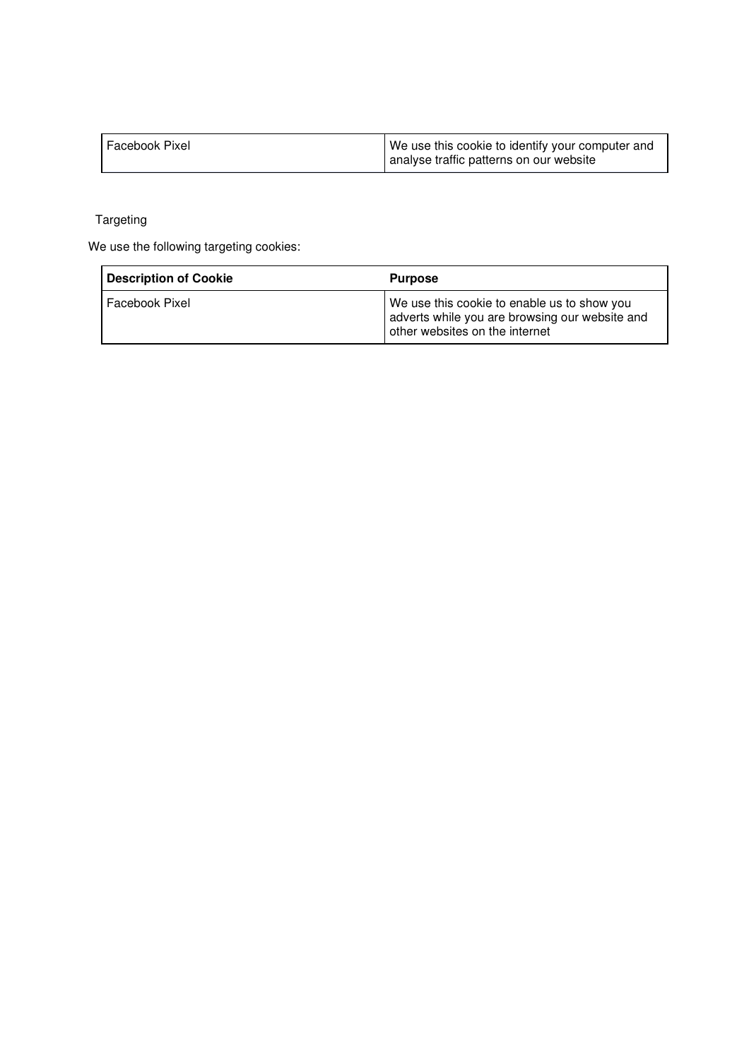| | |
|---|---|
| Facebook Pixel | We use this cookie to identify your computer and analyse traffic patterns on our website |

Targeting

We use the following targeting cookies:

| Description of Cookie | Purpose |
|---|---|
| Facebook Pixel | We use this cookie to enable us to show you adverts while you are browsing our website and other websites on the internet |